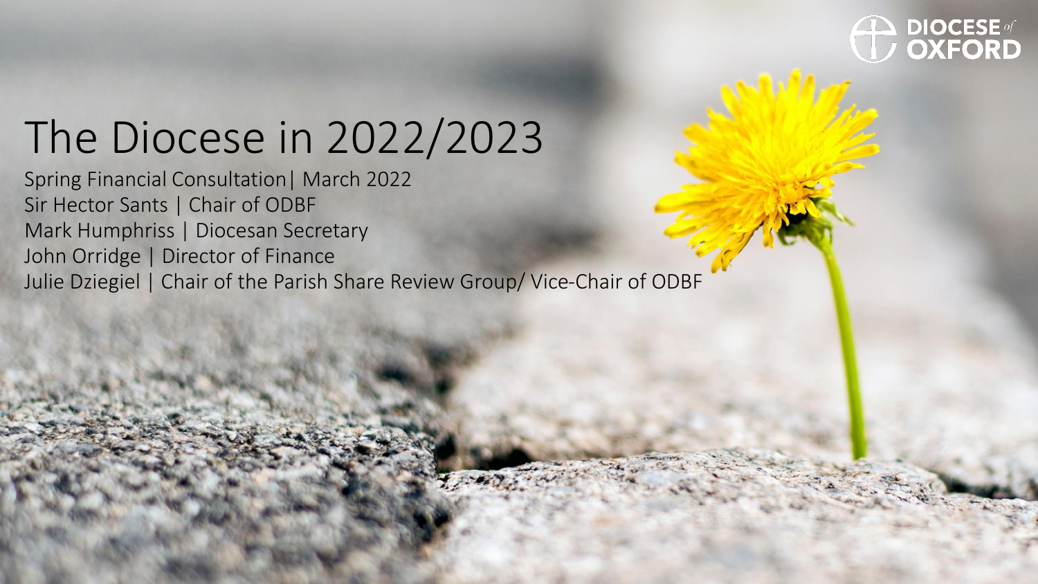DIOCESE of OXFORD

# The Diocese in 2022/2023

Spring Financial Consultation| March 2022

Sir Hector Sants | Chair of ODBF

Mark Humphriss | Diocesan Secretary

John Orridge | Director of Finance

Julie Dziegiel | Chair of the Parish Share Review Group/ Vice-Chair of ODBF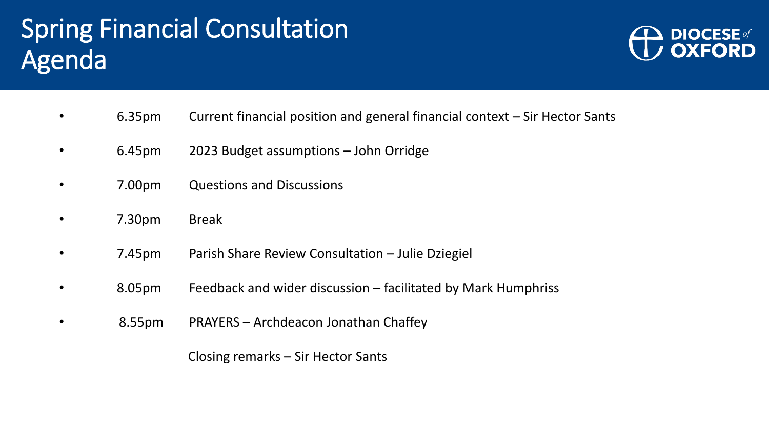# Spring Financial Consultation Agenda

DIOCESE of OXFORD

- 6.35pm Current financial position and general financial context – Sir Hector Sants
- 6.45pm 2023 Budget assumptions – John Orridge
- 7.00pm Questions and Discussions
- 7.30pm Break
- 7.45pm Parish Share Review Consultation – Julie Dziegiel
- 8.05pm Feedback and wider discussion – facilitated by Mark Humphriss
- 8.55pm PRAYERS – Archdeacon Jonathan Chaffey

  Closing remarks – Sir Hector Sants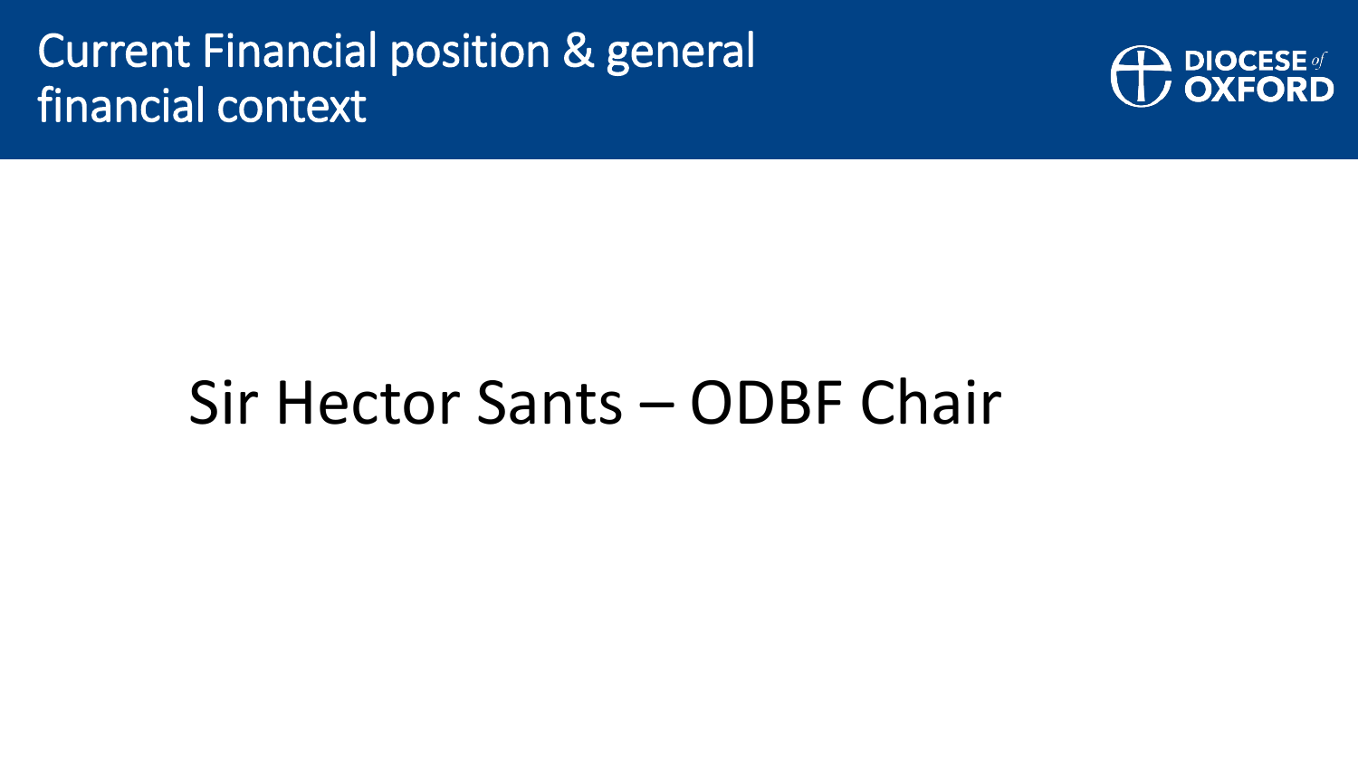# Current Financial position & general financial context

DIOCESE of OXFORD

Sir Hector Sants – ODBF Chair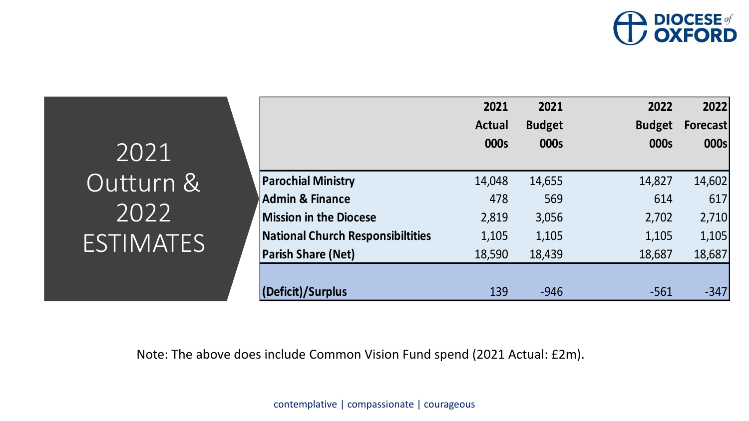# 2021 Outturn & 2022 ESTIMATES

| | 2021 Actual 000s | 2021 Budget 000s | 2022 Budget 000s | 2022 Forecast 000s |
|---|---|---|---|---|
| **Parochial Ministry** | 14,048 | 14,655 | 14,827 | 14,602 |
| **Admin & Finance** | 478 | 569 | 614 | 617 |
| **Mission in the Diocese** | 2,819 | 3,056 | 2,702 | 2,710 |
| **National Church Responsibiltities** | 1,105 | 1,105 | 1,105 | 1,105 |
| **Parish Share (Net)** | 18,590 | 18,439 | 18,687 | 18,687 |
| **(Deficit)/Surplus** | 139 | -946 | -561 | -347 |

Note: The above does include Common Vision Fund spend (2021 Actual: £2m).

contemplative | compassionate | courageous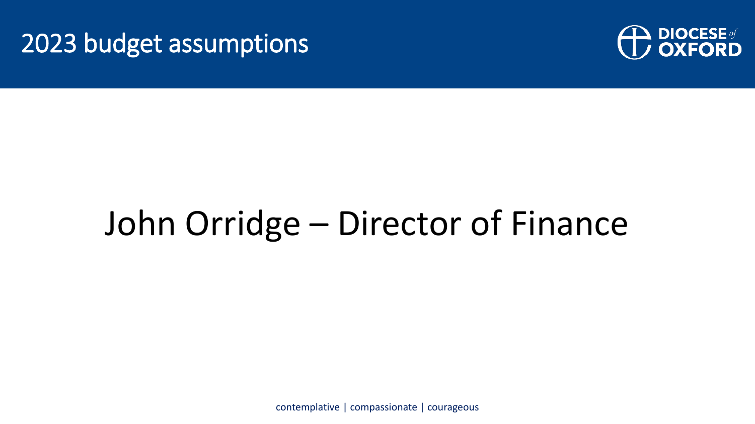# 2023 budget assumptions

## John Orridge – Director of Finance

contemplative | compassionate | courageous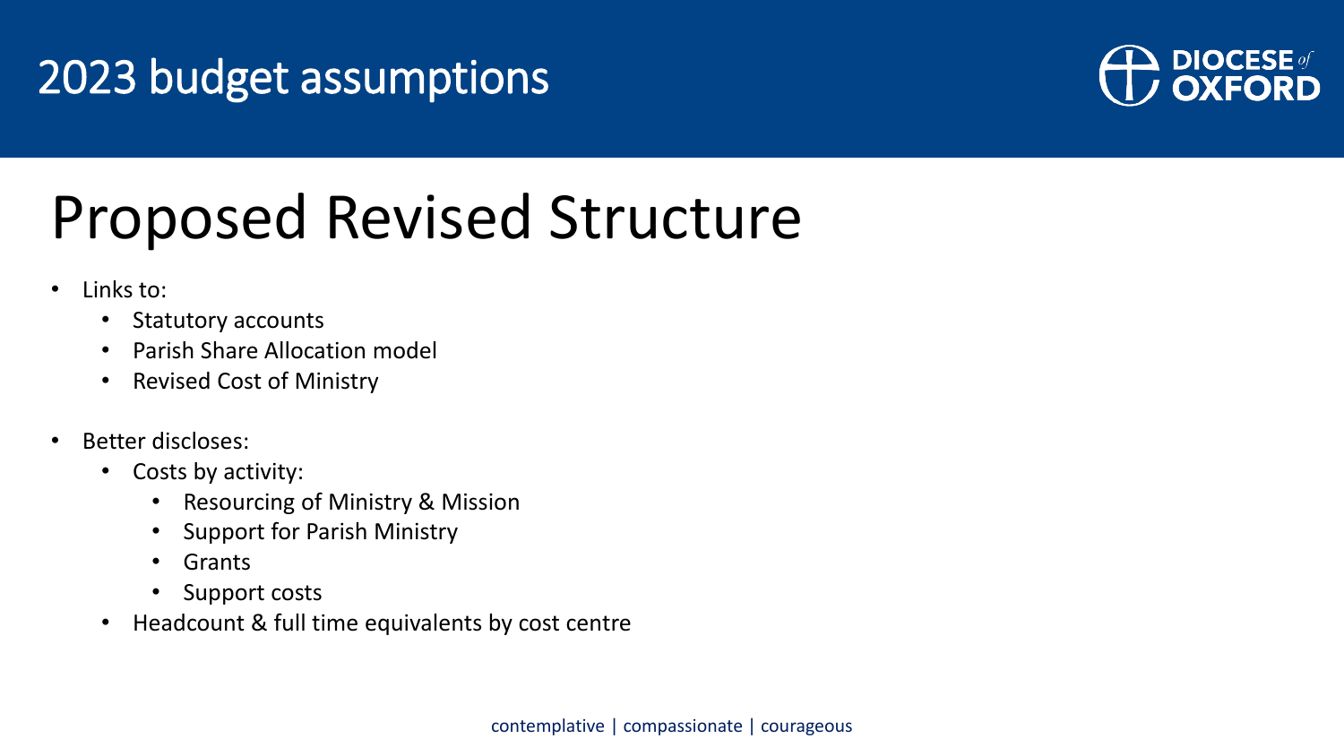# 2023 budget assumptions

## Proposed Revised Structure

- Links to:
  - Statutory accounts
  - Parish Share Allocation model
  - Revised Cost of Ministry
- Better discloses:
  - Costs by activity:
    - Resourcing of Ministry & Mission
    - Support for Parish Ministry
    - Grants
    - Support costs
  - Headcount & full time equivalents by cost centre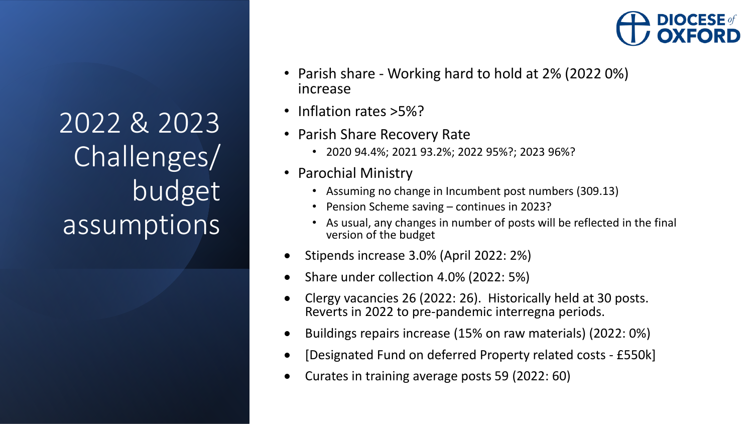# 2022 & 2023 Challenges/ budget assumptions

DIOCESE of OXFORD

- Parish share - Working hard to hold at 2% (2022 0%) increase
- Inflation rates >5%?
- Parish Share Recovery Rate
  - 2020 94.4%; 2021 93.2%; 2022 95%?; 2023 96%?
- Parochial Ministry
  - Assuming no change in Incumbent post numbers (309.13)
  - Pension Scheme saving – continues in 2023?
  - As usual, any changes in number of posts will be reflected in the final version of the budget
- Stipends increase 3.0% (April 2022: 2%)
- Share under collection 4.0% (2022: 5%)
- Clergy vacancies 26 (2022: 26). Historically held at 30 posts. Reverts in 2022 to pre-pandemic interregna periods.
- Buildings repairs increase (15% on raw materials) (2022: 0%)
- [Designated Fund on deferred Property related costs - £550k]
- Curates in training average posts 59 (2022: 60)